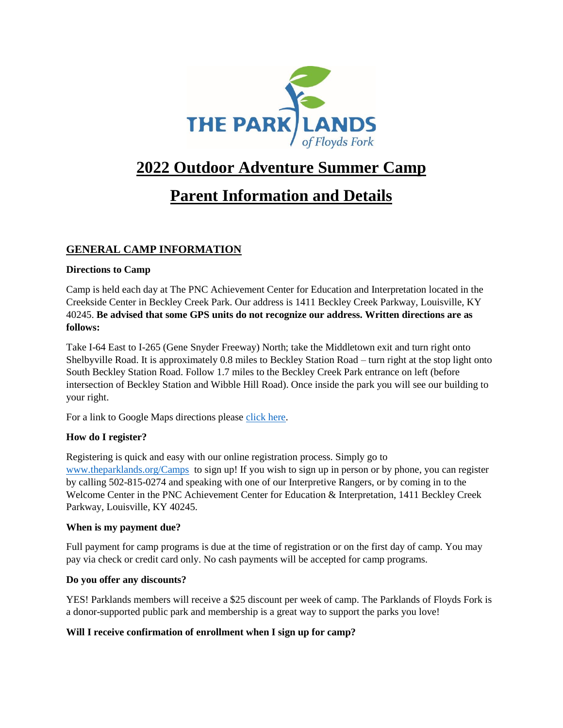# 2022 Outdoor Adventure Summer Camp

# Parent Information and Details

## GENERAL CAMP INFORMATION

**Directions to Camp**

Camp is held each day at The PNC Achievement Center for Education and Interpretation located in the Creekside Center in Beckley Creek Park. Our address is 1411 Beckley Creek Parkway, Louisville, KY 40245. **Be advised that some GPS units do not recognize our address. Written directions are as follows:**

Take I-64 East to I-265 (Gene Snyder Freeway) North; take the Middletown exit and turn right onto Shelbyville Road. It is approximately 0.8 miles to Beckley Station Road – turn right at the stop light onto South Beckley Station Road. Follow 1.7 miles to the Beckley Creek Park entrance on left (before intersection of Beckley Station and Wibble Hill Road). Once inside the park you will see our building to your right.

For a link to Google Maps directions please [click here](#).

**How do I register?**

Registering is quick and easy with our online registration process. Simply go to [www.theparklands.org/Camps](http://www.theparklands.org/Camps) to sign up! If you wish to sign up in person or by phone, you can register by calling 502-815-0274 and speaking with one of our Interpretive Rangers, or by coming in to the Welcome Center in the PNC Achievement Center for Education & Interpretation, 1411 Beckley Creek Parkway, Louisville, KY 40245.

**When is my payment due?**

Full payment for camp programs is due at the time of registration or on the first day of camp. You may pay via check or credit card only. No cash payments will be accepted for camp programs.

**Do you offer any discounts?**

YES! Parklands members will receive a $25 discount per week of camp. The Parklands of Floyds Fork is a donor-supported public park and membership is a great way to support the parks you love!

**Will I receive confirmation of enrollment when I sign up for camp?**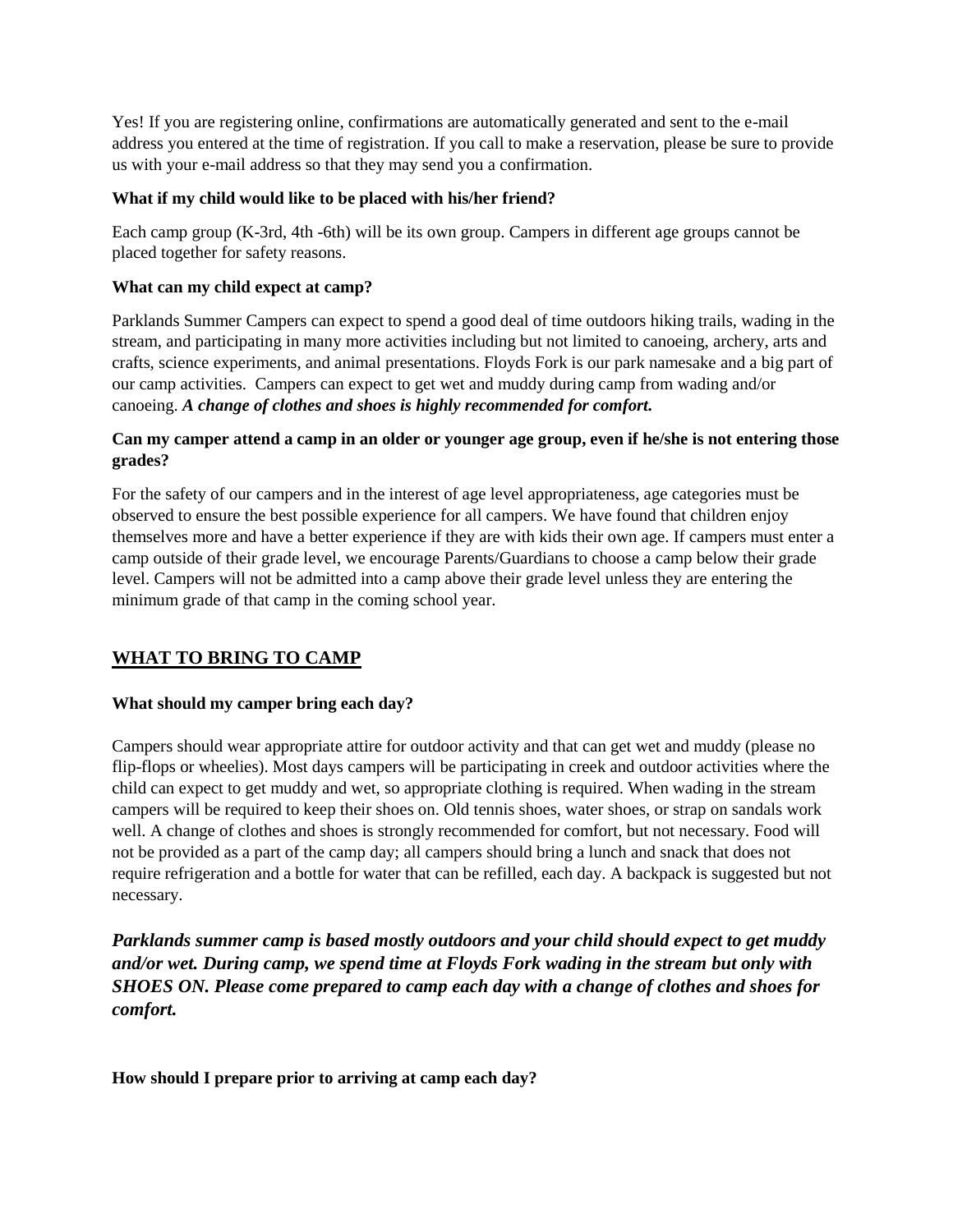Yes! If you are registering online, confirmations are automatically generated and sent to the e-mail address you entered at the time of registration. If you call to make a reservation, please be sure to provide us with your e-mail address so that they may send you a confirmation.

**What if my child would like to be placed with his/her friend?**

Each camp group (K-3rd, 4th -6th) will be its own group. Campers in different age groups cannot be placed together for safety reasons.

**What can my child expect at camp?**

Parklands Summer Campers can expect to spend a good deal of time outdoors hiking trails, wading in the stream, and participating in many more activities including but not limited to canoeing, archery, arts and crafts, science experiments, and animal presentations. Floyds Fork is our park namesake and a big part of our camp activities. Campers can expect to get wet and muddy during camp from wading and/or canoeing. ***A change of clothes and shoes is highly recommended for comfort.***

**Can my camper attend a camp in an older or younger age group, even if he/she is not entering those grades?**

For the safety of our campers and in the interest of age level appropriateness, age categories must be observed to ensure the best possible experience for all campers. We have found that children enjoy themselves more and have a better experience if they are with kids their own age. If campers must enter a camp outside of their grade level, we encourage Parents/Guardians to choose a camp below their grade level. Campers will not be admitted into a camp above their grade level unless they are entering the minimum grade of that camp in the coming school year.

## WHAT TO BRING TO CAMP

**What should my camper bring each day?**

Campers should wear appropriate attire for outdoor activity and that can get wet and muddy (please no flip-flops or wheelies). Most days campers will be participating in creek and outdoor activities where the child can expect to get muddy and wet, so appropriate clothing is required. When wading in the stream campers will be required to keep their shoes on. Old tennis shoes, water shoes, or strap on sandals work well. A change of clothes and shoes is strongly recommended for comfort, but not necessary. Food will not be provided as a part of the camp day; all campers should bring a lunch and snack that does not require refrigeration and a bottle for water that can be refilled, each day. A backpack is suggested but not necessary.

***Parklands summer camp is based mostly outdoors and your child should expect to get muddy and/or wet. During camp, we spend time at Floyds Fork wading in the stream but only with SHOES ON. Please come prepared to camp each day with a change of clothes and shoes for comfort.***

**How should I prepare prior to arriving at camp each day?**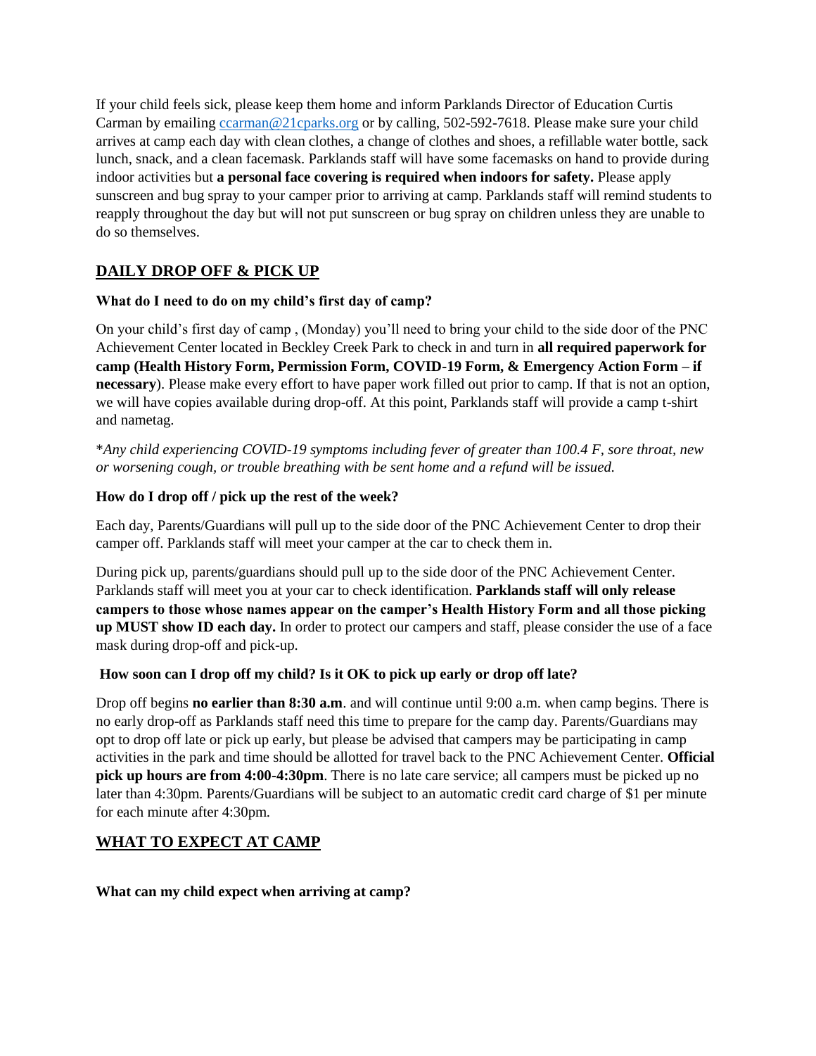If your child feels sick, please keep them home and inform Parklands Director of Education Curtis Carman by emailing [ccarman@21cparks.org](mailto:ccarman@21cparks.org) or by calling, 502-592-7618. Please make sure your child arrives at camp each day with clean clothes, a change of clothes and shoes, a refillable water bottle, sack lunch, snack, and a clean facemask. Parklands staff will have some facemasks on hand to provide during indoor activities but **a personal face covering is required when indoors for safety.** Please apply sunscreen and bug spray to your camper prior to arriving at camp. Parklands staff will remind students to reapply throughout the day but will not put sunscreen or bug spray on children unless they are unable to do so themselves.

## DAILY DROP OFF & PICK UP

### What do I need to do on my child's first day of camp?

On your child's first day of camp , (Monday) you'll need to bring your child to the side door of the PNC Achievement Center located in Beckley Creek Park to check in and turn in **all required paperwork for camp (Health History Form, Permission Form, COVID-19 Form, & Emergency Action Form – if necessary**). Please make every effort to have paper work filled out prior to camp. If that is not an option, we will have copies available during drop-off. At this point, Parklands staff will provide a camp t-shirt and nametag.

*\*Any child experiencing COVID-19 symptoms including fever of greater than 100.4 F, sore throat, new or worsening cough, or trouble breathing with be sent home and a refund will be issued.*

### How do I drop off / pick up the rest of the week?

Each day, Parents/Guardians will pull up to the side door of the PNC Achievement Center to drop their camper off. Parklands staff will meet your camper at the car to check them in.

During pick up, parents/guardians should pull up to the side door of the PNC Achievement Center. Parklands staff will meet you at your car to check identification. **Parklands staff will only release campers to those whose names appear on the camper's Health History Form and all those picking up MUST show ID each day.** In order to protect our campers and staff, please consider the use of a face mask during drop-off and pick-up.

### How soon can I drop off my child? Is it OK to pick up early or drop off late?

Drop off begins **no earlier than 8:30 a.m**. and will continue until 9:00 a.m. when camp begins. There is no early drop-off as Parklands staff need this time to prepare for the camp day. Parents/Guardians may opt to drop off late or pick up early, but please be advised that campers may be participating in camp activities in the park and time should be allotted for travel back to the PNC Achievement Center. **Official pick up hours are from 4:00-4:30pm**. There is no late care service; all campers must be picked up no later than 4:30pm. Parents/Guardians will be subject to an automatic credit card charge of $1 per minute for each minute after 4:30pm.

## WHAT TO EXPECT AT CAMP

### What can my child expect when arriving at camp?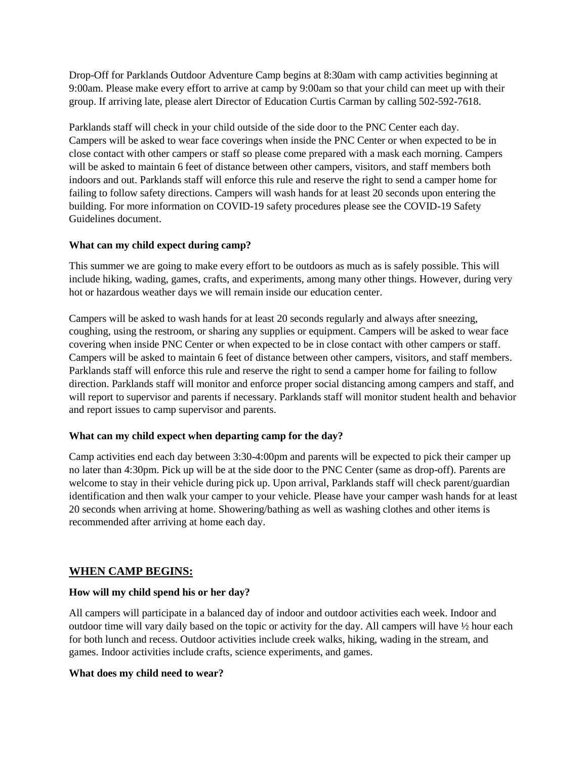Drop-Off for Parklands Outdoor Adventure Camp begins at 8:30am with camp activities beginning at 9:00am. Please make every effort to arrive at camp by 9:00am so that your child can meet up with their group. If arriving late, please alert Director of Education Curtis Carman by calling 502-592-7618.

Parklands staff will check in your child outside of the side door to the PNC Center each day. Campers will be asked to wear face coverings when inside the PNC Center or when expected to be in close contact with other campers or staff so please come prepared with a mask each morning. Campers will be asked to maintain 6 feet of distance between other campers, visitors, and staff members both indoors and out. Parklands staff will enforce this rule and reserve the right to send a camper home for failing to follow safety directions. Campers will wash hands for at least 20 seconds upon entering the building. For more information on COVID-19 safety procedures please see the COVID-19 Safety Guidelines document.

**What can my child expect during camp?**

This summer we are going to make every effort to be outdoors as much as is safely possible. This will include hiking, wading, games, crafts, and experiments, among many other things. However, during very hot or hazardous weather days we will remain inside our education center.

Campers will be asked to wash hands for at least 20 seconds regularly and always after sneezing, coughing, using the restroom, or sharing any supplies or equipment. Campers will be asked to wear face covering when inside PNC Center or when expected to be in close contact with other campers or staff. Campers will be asked to maintain 6 feet of distance between other campers, visitors, and staff members. Parklands staff will enforce this rule and reserve the right to send a camper home for failing to follow direction. Parklands staff will monitor and enforce proper social distancing among campers and staff, and will report to supervisor and parents if necessary. Parklands staff will monitor student health and behavior and report issues to camp supervisor and parents.

**What can my child expect when departing camp for the day?**

Camp activities end each day between 3:30-4:00pm and parents will be expected to pick their camper up no later than 4:30pm. Pick up will be at the side door to the PNC Center (same as drop-off). Parents are welcome to stay in their vehicle during pick up. Upon arrival, Parklands staff will check parent/guardian identification and then walk your camper to your vehicle. Please have your camper wash hands for at least 20 seconds when arriving at home. Showering/bathing as well as washing clothes and other items is recommended after arriving at home each day.

## WHEN CAMP BEGINS:

**How will my child spend his or her day?**

All campers will participate in a balanced day of indoor and outdoor activities each week. Indoor and outdoor time will vary daily based on the topic or activity for the day. All campers will have ½ hour each for both lunch and recess. Outdoor activities include creek walks, hiking, wading in the stream, and games. Indoor activities include crafts, science experiments, and games.

**What does my child need to wear?**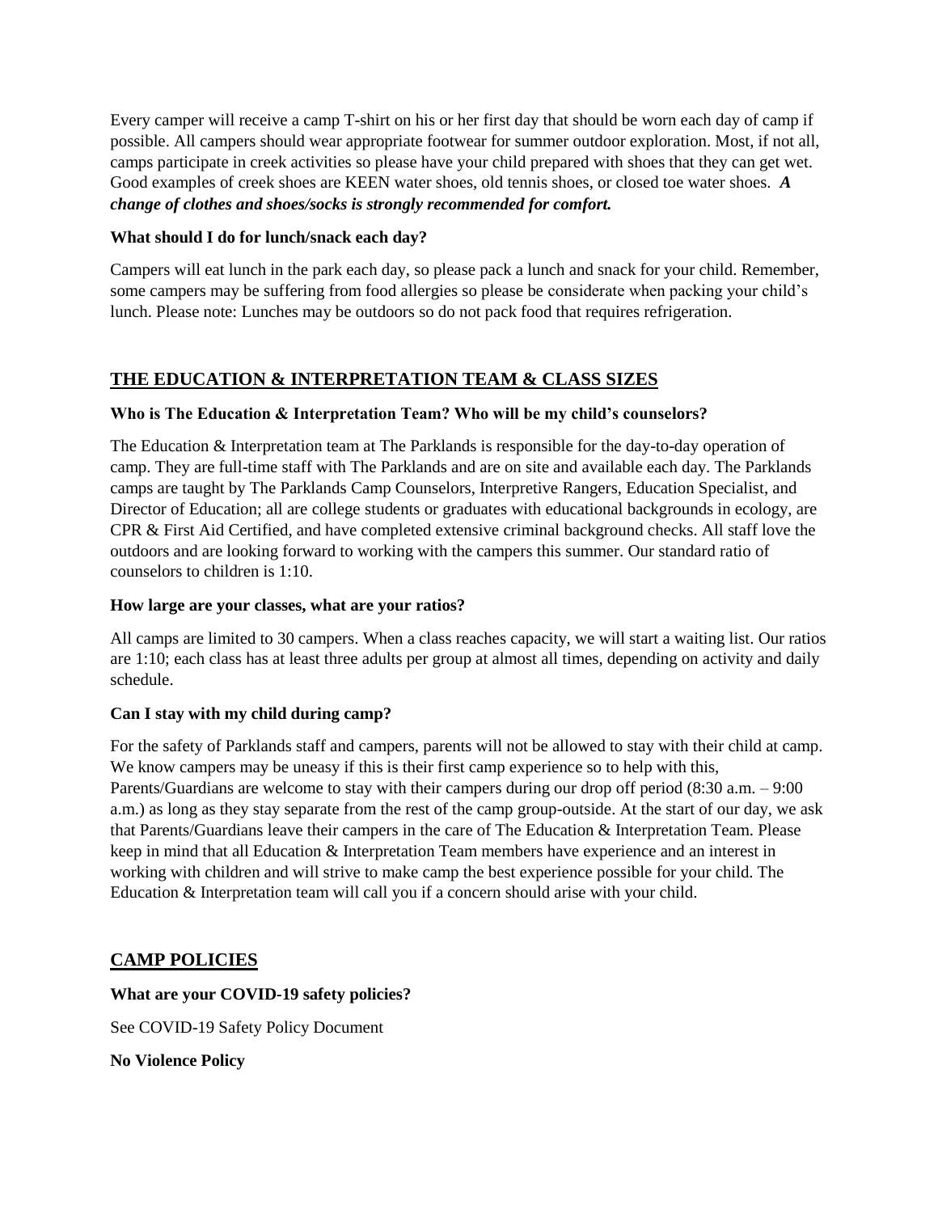Every camper will receive a camp T-shirt on his or her first day that should be worn each day of camp if possible. All campers should wear appropriate footwear for summer outdoor exploration. Most, if not all, camps participate in creek activities so please have your child prepared with shoes that they can get wet. Good examples of creek shoes are KEEN water shoes, old tennis shoes, or closed toe water shoes. ***A change of clothes and shoes/socks is strongly recommended for comfort.***

**What should I do for lunch/snack each day?**

Campers will eat lunch in the park each day, so please pack a lunch and snack for your child. Remember, some campers may be suffering from food allergies so please be considerate when packing your child's lunch. Please note: Lunches may be outdoors so do not pack food that requires refrigeration.

## THE EDUCATION & INTERPRETATION TEAM & CLASS SIZES

**Who is The Education & Interpretation Team? Who will be my child's counselors?**

The Education & Interpretation team at The Parklands is responsible for the day-to-day operation of camp. They are full-time staff with The Parklands and are on site and available each day. The Parklands camps are taught by The Parklands Camp Counselors, Interpretive Rangers, Education Specialist, and Director of Education; all are college students or graduates with educational backgrounds in ecology, are CPR & First Aid Certified, and have completed extensive criminal background checks. All staff love the outdoors and are looking forward to working with the campers this summer. Our standard ratio of counselors to children is 1:10.

**How large are your classes, what are your ratios?**

All camps are limited to 30 campers. When a class reaches capacity, we will start a waiting list. Our ratios are 1:10; each class has at least three adults per group at almost all times, depending on activity and daily schedule.

**Can I stay with my child during camp?**

For the safety of Parklands staff and campers, parents will not be allowed to stay with their child at camp. We know campers may be uneasy if this is their first camp experience so to help with this, Parents/Guardians are welcome to stay with their campers during our drop off period (8:30 a.m. – 9:00 a.m.) as long as they stay separate from the rest of the camp group-outside. At the start of our day, we ask that Parents/Guardians leave their campers in the care of The Education & Interpretation Team. Please keep in mind that all Education & Interpretation Team members have experience and an interest in working with children and will strive to make camp the best experience possible for your child. The Education & Interpretation team will call you if a concern should arise with your child.

## CAMP POLICIES

**What are your COVID-19 safety policies?**

See COVID-19 Safety Policy Document

**No Violence Policy**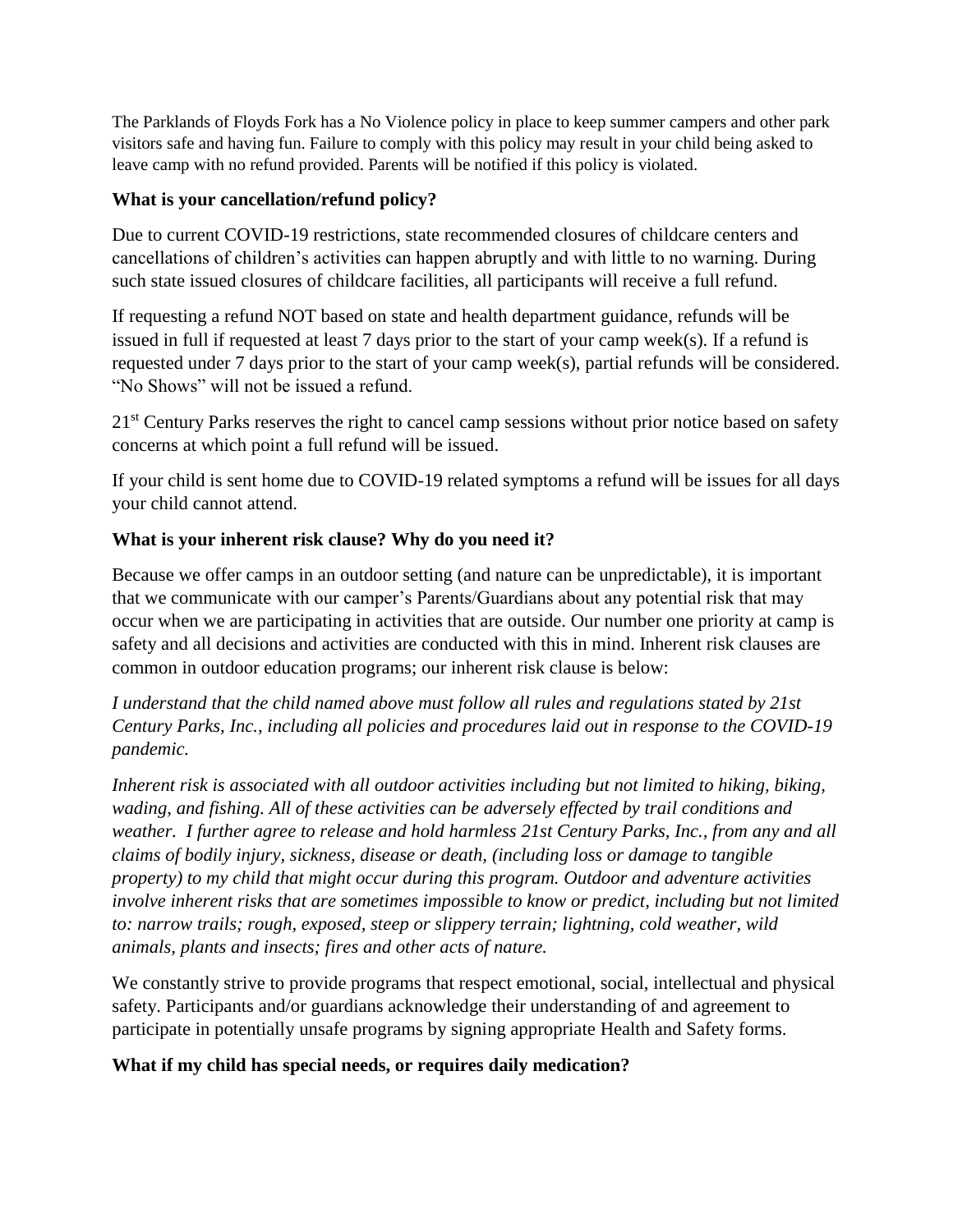The Parklands of Floyds Fork has a No Violence policy in place to keep summer campers and other park visitors safe and having fun. Failure to comply with this policy may result in your child being asked to leave camp with no refund provided. Parents will be notified if this policy is violated.

### What is your cancellation/refund policy?

Due to current COVID-19 restrictions, state recommended closures of childcare centers and cancellations of children's activities can happen abruptly and with little to no warning. During such state issued closures of childcare facilities, all participants will receive a full refund.

If requesting a refund NOT based on state and health department guidance, refunds will be issued in full if requested at least 7 days prior to the start of your camp week(s). If a refund is requested under 7 days prior to the start of your camp week(s), partial refunds will be considered. "No Shows" will not be issued a refund.

21st Century Parks reserves the right to cancel camp sessions without prior notice based on safety concerns at which point a full refund will be issued.

If your child is sent home due to COVID-19 related symptoms a refund will be issues for all days your child cannot attend.

### What is your inherent risk clause? Why do you need it?

Because we offer camps in an outdoor setting (and nature can be unpredictable), it is important that we communicate with our camper's Parents/Guardians about any potential risk that may occur when we are participating in activities that are outside. Our number one priority at camp is safety and all decisions and activities are conducted with this in mind. Inherent risk clauses are common in outdoor education programs; our inherent risk clause is below:

*I understand that the child named above must follow all rules and regulations stated by 21st Century Parks, Inc., including all policies and procedures laid out in response to the COVID-19 pandemic.*

*Inherent risk is associated with all outdoor activities including but not limited to hiking, biking, wading, and fishing. All of these activities can be adversely effected by trail conditions and weather. I further agree to release and hold harmless 21st Century Parks, Inc., from any and all claims of bodily injury, sickness, disease or death, (including loss or damage to tangible property) to my child that might occur during this program. Outdoor and adventure activities involve inherent risks that are sometimes impossible to know or predict, including but not limited to: narrow trails; rough, exposed, steep or slippery terrain; lightning, cold weather, wild animals, plants and insects; fires and other acts of nature.*

We constantly strive to provide programs that respect emotional, social, intellectual and physical safety. Participants and/or guardians acknowledge their understanding of and agreement to participate in potentially unsafe programs by signing appropriate Health and Safety forms.

### What if my child has special needs, or requires daily medication?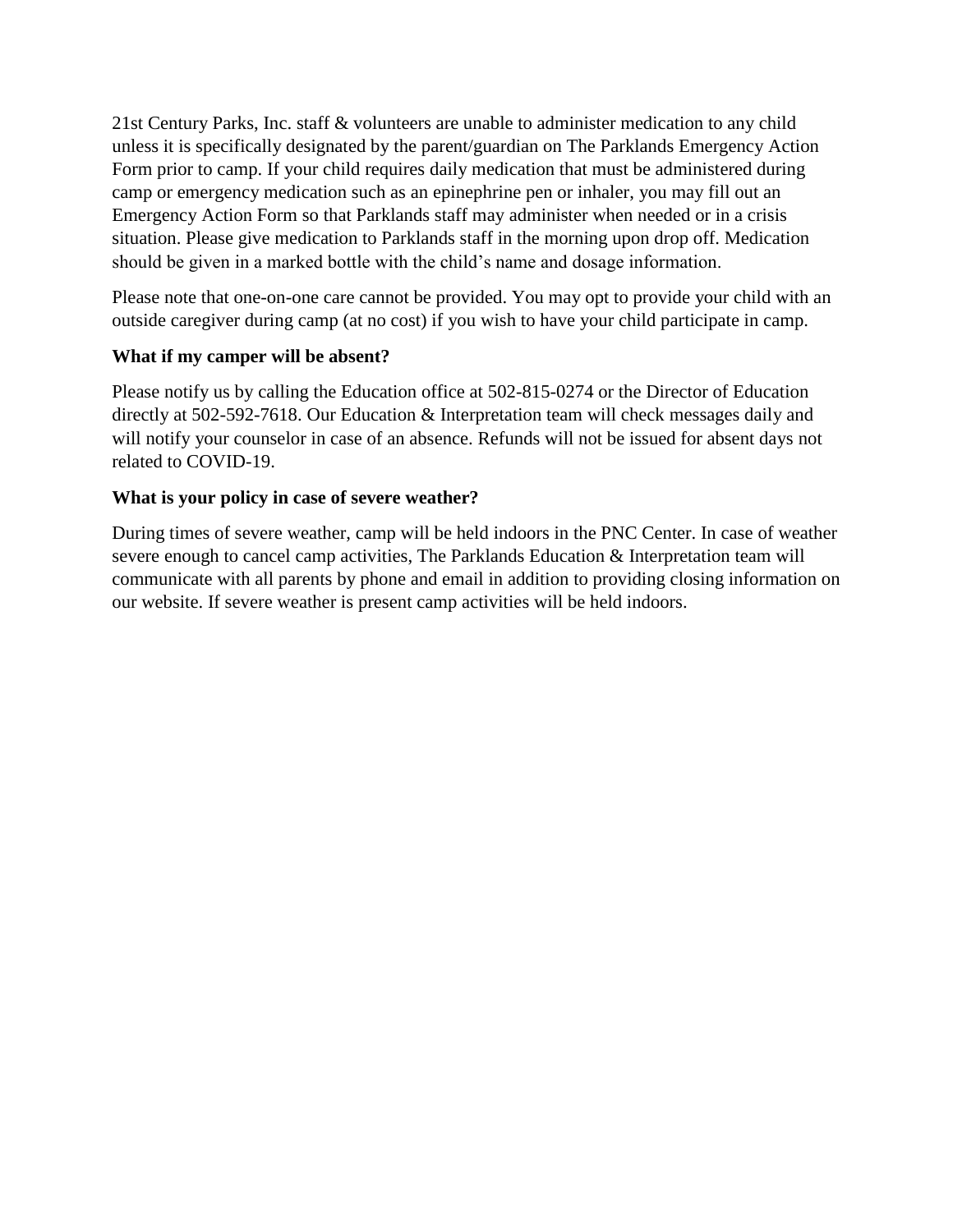21st Century Parks, Inc. staff & volunteers are unable to administer medication to any child unless it is specifically designated by the parent/guardian on The Parklands Emergency Action Form prior to camp. If your child requires daily medication that must be administered during camp or emergency medication such as an epinephrine pen or inhaler, you may fill out an Emergency Action Form so that Parklands staff may administer when needed or in a crisis situation. Please give medication to Parklands staff in the morning upon drop off. Medication should be given in a marked bottle with the child's name and dosage information.

Please note that one-on-one care cannot be provided. You may opt to provide your child with an outside caregiver during camp (at no cost) if you wish to have your child participate in camp.

**What if my camper will be absent?**

Please notify us by calling the Education office at 502-815-0274 or the Director of Education directly at 502-592-7618. Our Education & Interpretation team will check messages daily and will notify your counselor in case of an absence. Refunds will not be issued for absent days not related to COVID-19.

**What is your policy in case of severe weather?**

During times of severe weather, camp will be held indoors in the PNC Center. In case of weather severe enough to cancel camp activities, The Parklands Education & Interpretation team will communicate with all parents by phone and email in addition to providing closing information on our website. If severe weather is present camp activities will be held indoors.